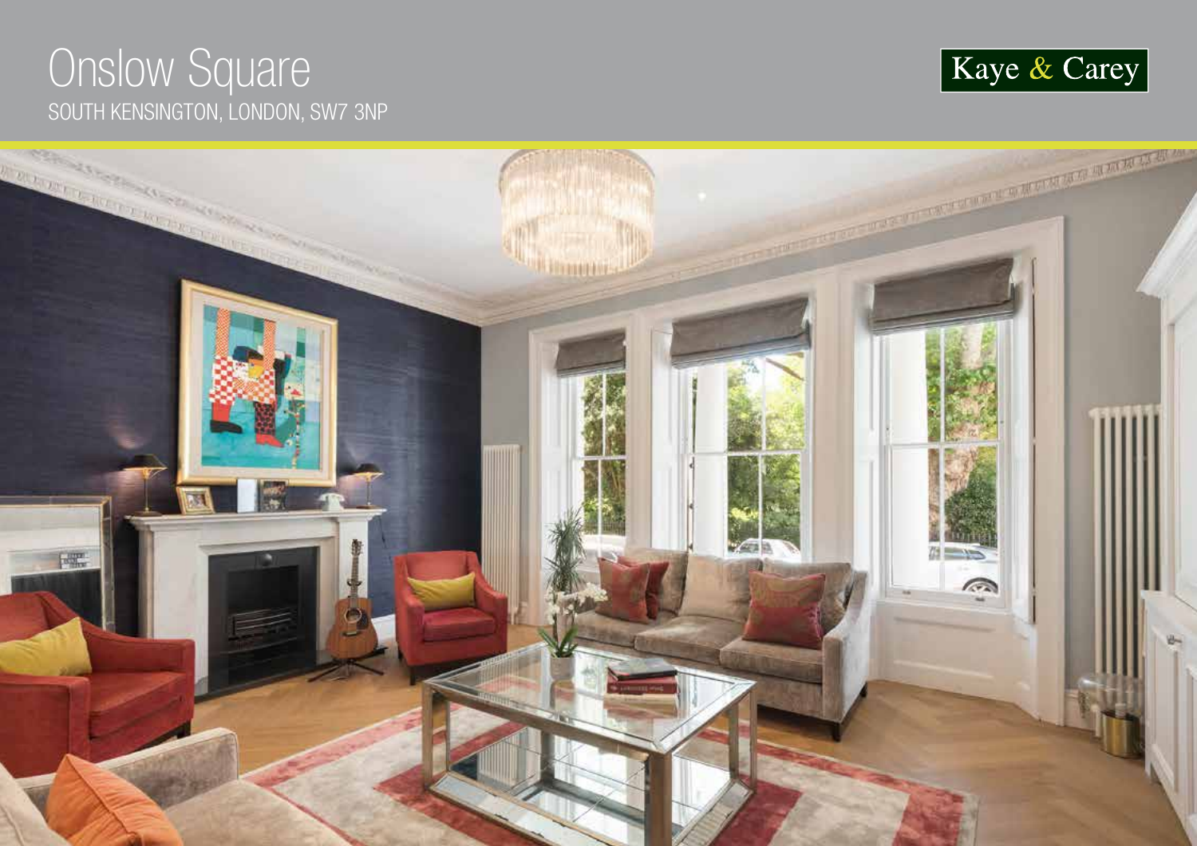# Onslow Square

SOUTH KENSINGTON, LONDON, SW7 3NP

Kaye & Carey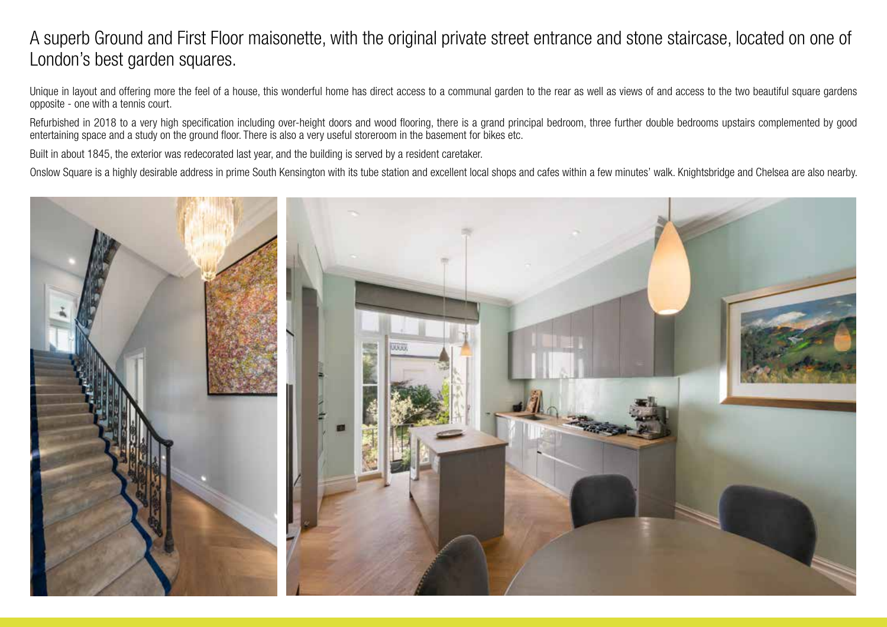# A superb Ground and First Floor maisonette, with the original private street entrance and stone staircase, located on one of London's best garden squares.

Unique in layout and offering more the feel of a house, this wonderful home has direct access to a communal garden to the rear as well as views of and access to the two beautiful square gardens opposite - one with a tennis court.

Refurbished in 2018 to a very high specification including over-height doors and wood flooring, there is a grand principal bedroom, three further double bedrooms upstairs complemented by good entertaining space and a study on the ground floor. There is also a very useful storeroom in the basement for bikes etc.

Built in about 1845, the exterior was redecorated last year, and the building is served by a resident caretaker.

Onslow Square is a highly desirable address in prime South Kensington with its tube station and excellent local shops and cafes within a few minutes' walk. Knightsbridge and Chelsea are also nearby.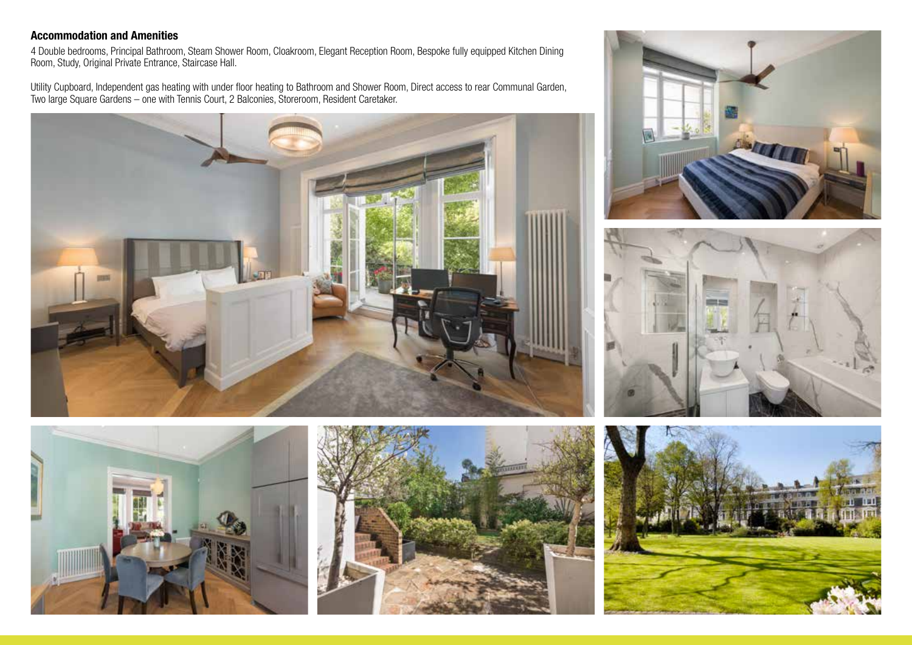### Accommodation and Amenities

4 Double bedrooms, Principal Bathroom, Steam Shower Room, Cloakroom, Elegant Reception Room, Bespoke fully equipped Kitchen Dining Room, Study, Original Private Entrance, Staircase Hall.

Utility Cupboard, Independent gas heating with under floor heating to Bathroom and Shower Room, Direct access to rear Communal Garden, Two large Square Gardens – one with Tennis Court, 2 Balconies, Storeroom, Resident Caretaker.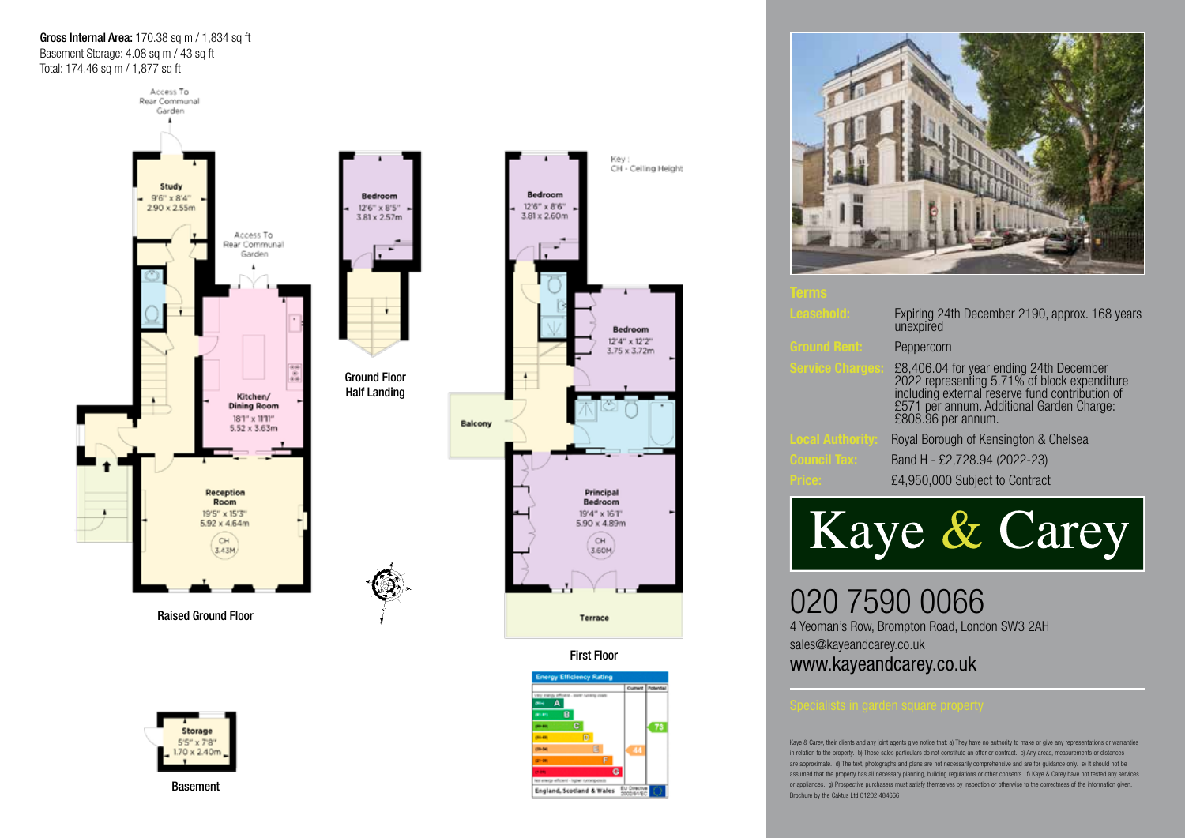**Gross Internal Area:** 170.38 sq m / 1,834 sq ft
Basement Storage: 4.08 sq m / 43 sq ft
Total: 174.46 sq m / 1,877 sq ft

Access To Rear Communal Garden

**Study**
9'6" x 8'4"
2.90 x 2.55m

Access To Rear Communal Garden

**Kitchen/ Dining Room**
18'1" x 11'11"
5.52 x 3.63m

**Reception Room**
19'5" x 15'3"
5.92 x 4.64m
CH 3.43M

Raised Ground Floor

**Bedroom**
12'6" x 8'5"
3.81 x 2.57m

Ground Floor Half Landing

Key :
CH - Ceiling Height

**Bedroom**
12'6" x 8'6"
3.81 x 2.60m

**Bedroom**
12'4" x 12'2"
3.75 x 3.72m

**Balcony**

**Principal Bedroom**
19'4" x 16'1"
5.90 x 4.89m
CH 3.60M

**Terrace**

First Floor

**Storage**
5'5" x 7'8"
1.70 x 2.40m

Basement

Energy Efficiency Rating
Current: 44 | Potential: 73
England, Scotland & Wales — EU Directive 2002/91/EC

## Terms

| | |
|---|---|
| **Leasehold:** | Expiring 24th December 2190, approx. 168 years unexpired |
| **Ground Rent:** | Peppercorn |
| **Service Charges:** | £8,406.04 for year ending 24th December 2022 representing 5.71% of block expenditure including external reserve fund contribution of £571 per annum. Additional Garden Charge: £808.96 per annum. |
| **Local Authority:** | Royal Borough of Kensington & Chelsea |
| **Council Tax:** | Band H - £2,728.94 (2022-23) |
| **Price:** | £4,950,000 Subject to Contract |

# Kaye & Carey

## 020 7590 0066

4 Yeoman's Row, Brompton Road, London SW3 2AH
sales@kayeandcarey.co.uk
www.kayeandcarey.co.uk

Specialists in garden square property

Kaye & Carey, their clients and any joint agents give notice that: a) They have no authority to make or give any representations or warranties in relation to the property. b) These sales particulars do not constitute an offer or contract. c) Any areas, measurements or distances are approximate. d) The text, photographs and plans are not necessarily comprehensive and are for guidance only. e) It should not be assumed that the property has all necessary planning, building regulations or other consents. f) Kaye & Carey have not tested any services or appliances. g) Prospective purchasers must satisfy themselves by inspection or otherwise to the correctness of the information given. Brochure by the Oaktus Ltd 01202 484666